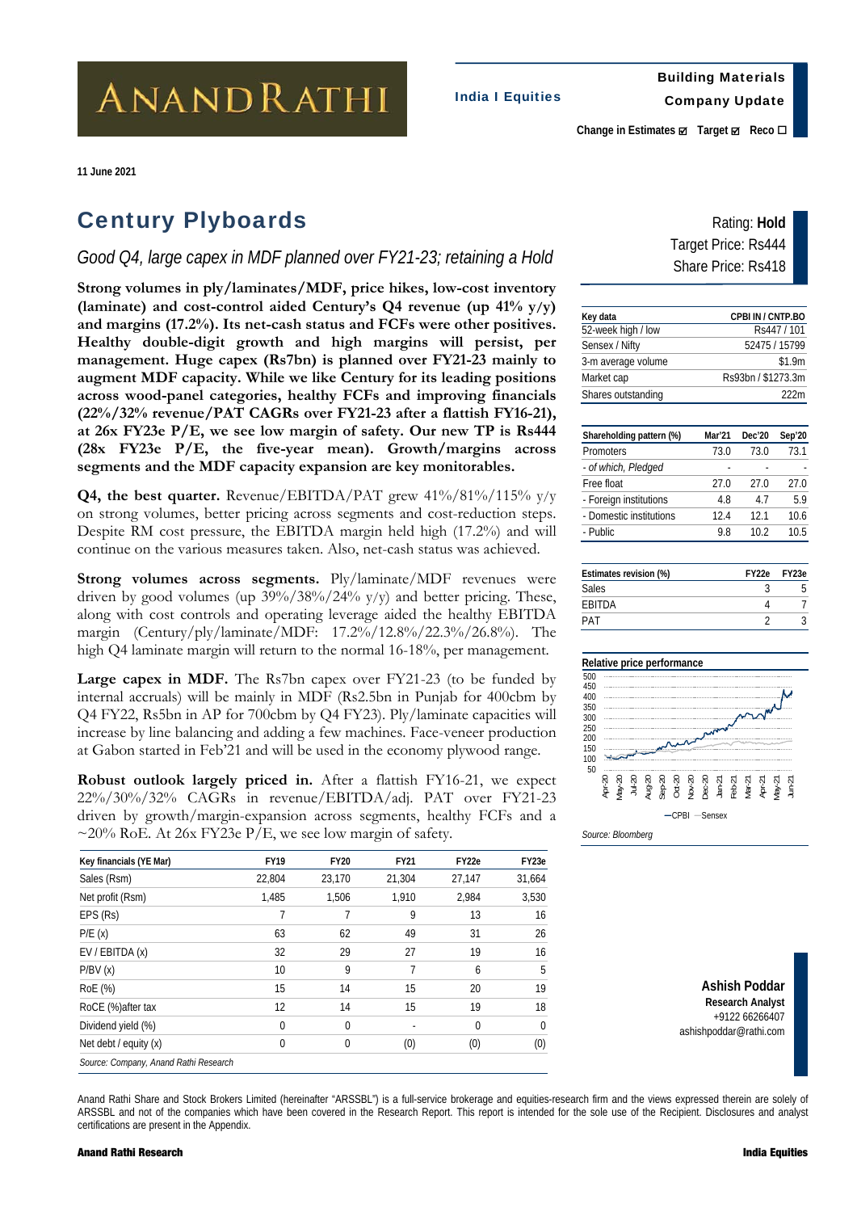ANANDRATHI

India I Equities

**Building Materials**

**Company Update**

**Change in Estimates ☑ Target ☑ Reco ☐**

**11 June 2021**

# Century Plyboards

*Good Q4, large capex in MDF planned over FY21-23; retaining a Hold*

Rating: **Hold**
Target Price: Rs444
Share Price: Rs418

**Strong volumes in ply/laminates/MDF, price hikes, low-cost inventory (laminate) and cost-control aided Century's Q4 revenue (up 41% y/y) and margins (17.2%). Its net-cash status and FCFs were other positives. Healthy double-digit growth and high margins will persist, per management. Huge capex (Rs7bn) is planned over FY21-23 mainly to augment MDF capacity. While we like Century for its leading positions across wood-panel categories, healthy FCFs and improving financials (22%/32% revenue/PAT CAGRs over FY21-23 after a flattish FY16-21), at 26x FY23e P/E, we see low margin of safety. Our new TP is Rs444 (28x FY23e P/E, the five-year mean). Growth/margins across segments and the MDF capacity expansion are key monitorables.**

**Q4, the best quarter.** Revenue/EBITDA/PAT grew 41%/81%/115% y/y on strong volumes, better pricing across segments and cost-reduction steps. Despite RM cost pressure, the EBITDA margin held high (17.2%) and will continue on the various measures taken. Also, net-cash status was achieved.

**Strong volumes across segments.** Ply/laminate/MDF revenues were driven by good volumes (up 39%/38%/24% y/y) and better pricing. These, along with cost controls and operating leverage aided the healthy EBITDA margin (Century/ply/laminate/MDF: 17.2%/12.8%/22.3%/26.8%). The high Q4 laminate margin will return to the normal 16-18%, per management.

**Large capex in MDF.** The Rs7bn capex over FY21-23 (to be funded by internal accruals) will be mainly in MDF (Rs2.5bn in Punjab for 400cbm by Q4 FY22, Rs5bn in AP for 700cbm by Q4 FY23). Ply/laminate capacities will increase by line balancing and adding a few machines. Face-veneer production at Gabon started in Feb'21 and will be used in the economy plywood range.

**Robust outlook largely priced in.** After a flattish FY16-21, we expect 22%/30%/32% CAGRs in revenue/EBITDA/adj. PAT over FY21-23 driven by growth/margin-expansion across segments, healthy FCFs and a ~20% RoE. At 26x FY23e P/E, we see low margin of safety.

| Key financials (YE Mar) | FY19 | FY20 | FY21 | FY22e | FY23e |
|---|---|---|---|---|---|
| Sales (Rsm) | 22,804 | 23,170 | 21,304 | 27,147 | 31,664 |
| Net profit (Rsm) | 1,485 | 1,506 | 1,910 | 2,984 | 3,530 |
| EPS (Rs) | 7 | 7 | 9 | 13 | 16 |
| P/E (x) | 63 | 62 | 49 | 31 | 26 |
| EV / EBITDA (x) | 32 | 29 | 27 | 19 | 16 |
| P/BV (x) | 10 | 9 | 7 | 6 | 5 |
| RoE (%) | 15 | 14 | 15 | 20 | 19 |
| RoCE (%)after tax | 12 | 14 | 15 | 19 | 18 |
| Dividend yield (%) | 0 | 0 | - | 0 | 0 |
| Net debt / equity (x) | 0 | 0 | (0) | (0) | (0) |

*Source: Company, Anand Rathi Research*

| Key data | CPBI IN / CNTP.BO |
|---|---|
| 52-week high / low | Rs447 / 101 |
| Sensex / Nifty | 52475 / 15799 |
| 3-m average volume | $1.9m |
| Market cap | Rs93bn / $1273.3m |
| Shares outstanding | 222m |

| Shareholding pattern (%) | Mar'21 | Dec'20 | Sep'20 |
|---|---|---|---|
| Promoters | 73.0 | 73.0 | 73.1 |
| *- of which, Pledged* | - | - | - |
| Free float | 27.0 | 27.0 | 27.0 |
| - Foreign institutions | 4.8 | 4.7 | 5.9 |
| - Domestic institutions | 12.4 | 12.1 | 10.6 |
| - Public | 9.8 | 10.2 | 10.5 |

| Estimates revision (%) | FY22e | FY23e |
|---|---|---|
| Sales | 3 | 5 |
| EBITDA | 4 | 7 |
| PAT | 2 | 3 |

**Relative price performance**

500
450
400
350
300
250
200
150
100
50

Apr-20 May-20 Jul-20 Aug-20 Sep-20 Oct-20 Nov-20 Dec-20 Jan-21 Feb-21 Mar-21 Apr-21 May-21 Jun-21

CPBI Sensex

*Source: Bloomberg*

**Ashish Poddar**
**Research Analyst**
+9122 66266407
ashishpoddar@rathi.com

Anand Rathi Share and Stock Brokers Limited (hereinafter "ARSSBL") is a full-service brokerage and equities-research firm and the views expressed therein are solely of ARSSBL and not of the companies which have been covered in the Research Report. This report is intended for the sole use of the Recipient. Disclosures and analyst certifications are present in the Appendix.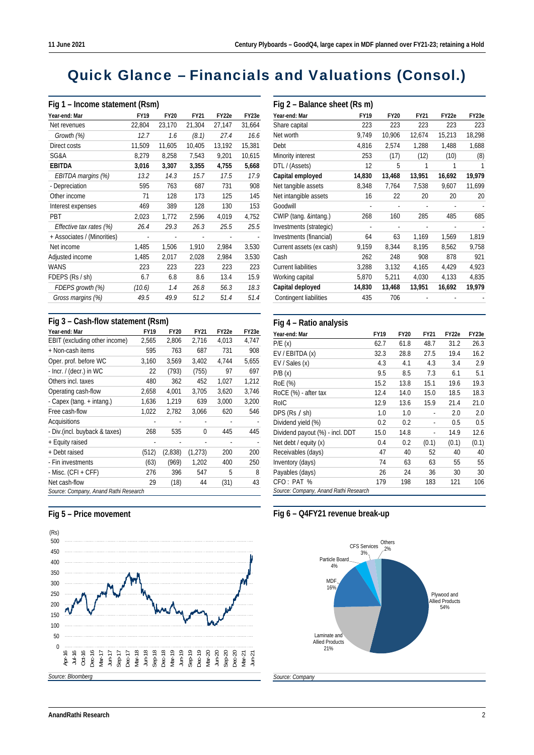# Quick Glance – Financials and Valuations (Consol.)

**Fig 1 – Income statement (Rsm)**

| Year-end: Mar | FY19 | FY20 | FY21 | FY22e | FY23e |
|---|---|---|---|---|---|
| Net revenues | 22,804 | 23,170 | 21,304 | 27,147 | 31,664 |
| *Growth (%)* | *12.7* | *1.6* | *(8.1)* | *27.4* | *16.6* |
| Direct costs | 11,509 | 11,605 | 10,405 | 13,192 | 15,381 |
| SG&A | 8,279 | 8,258 | 7,543 | 9,201 | 10,615 |
| **EBITDA** | **3,016** | **3,307** | **3,355** | **4,755** | **5,668** |
| *EBITDA margins (%)* | *13.2* | *14.3* | *15.7* | *17.5* | *17.9* |
| - Depreciation | 595 | 763 | 687 | 731 | 908 |
| Other income | 71 | 128 | 173 | 125 | 145 |
| Interest expenses | 469 | 389 | 128 | 130 | 153 |
| PBT | 2,023 | 1,772 | 2,596 | 4,019 | 4,752 |
| *Effective tax rates (%)* | *26.4* | *29.3* | *26.3* | *25.5* | *25.5* |
| + Associates / (Minorities) | - | - | - | - | - |
| Net income | 1,485 | 1,506 | 1,910 | 2,984 | 3,530 |
| Adjusted income | 1,485 | 2,017 | 2,028 | 2,984 | 3,530 |
| WANS | 223 | 223 | 223 | 223 | 223 |
| FDEPS (Rs / sh) | 6.7 | 6.8 | 8.6 | 13.4 | 15.9 |
| *FDEPS growth (%)* | *(10.6)* | *1.4* | *26.8* | *56.3* | *18.3* |
| *Gross margins (%)* | *49.5* | *49.9* | *51.2* | *51.4* | *51.4* |

**Fig 2 – Balance sheet (Rs m)**

| Year-end: Mar | FY19 | FY20 | FY21 | FY22e | FY23e |
|---|---|---|---|---|---|
| Share capital | 223 | 223 | 223 | 223 | 223 |
| Net worth | 9,749 | 10,906 | 12,674 | 15,213 | 18,298 |
| Debt | 4,816 | 2,574 | 1,288 | 1,488 | 1,688 |
| Minority interest | 253 | (17) | (12) | (10) | (8) |
| DTL / (Assets) | 12 | 5 | 1 | 1 | 1 |
| **Capital employed** | **14,830** | **13,468** | **13,951** | **16,692** | **19,979** |
| Net tangible assets | 8,348 | 7,764 | 7,538 | 9,607 | 11,699 |
| Net intangible assets | 16 | 22 | 20 | 20 | 20 |
| Goodwill | - | - | - | - | - |
| CWIP (tang. &intang.) | 268 | 160 | 285 | 485 | 685 |
| Investments (strategic) | - | - | - | - | - |
| Investments (financial) | 64 | 63 | 1,169 | 1,569 | 1,819 |
| Current assets (ex cash) | 9,159 | 8,344 | 8,195 | 8,562 | 9,758 |
| Cash | 262 | 248 | 908 | 878 | 921 |
| Current liabilities | 3,288 | 3,132 | 4,165 | 4,429 | 4,923 |
| Working capital | 5,870 | 5,211 | 4,030 | 4,133 | 4,835 |
| **Capital deployed** | **14,830** | **13,468** | **13,951** | **16,692** | **19,979** |
| Contingent liabilities | 435 | 706 | - | - | - |

**Fig 3 – Cash-flow statement (Rsm)**

| Year-end: Mar | FY19 | FY20 | FY21 | FY22e | FY23e |
|---|---|---|---|---|---|
| EBIT (excluding other income) | 2,565 | 2,806 | 2,716 | 4,013 | 4,747 |
| + Non-cash items | 595 | 763 | 687 | 731 | 908 |
| Oper. prof. before WC | 3,160 | 3,569 | 3,402 | 4,744 | 5,655 |
| - Incr. / (decr.) in WC | 22 | (793) | (755) | 97 | 697 |
| Others incl. taxes | 480 | 362 | 452 | 1,027 | 1,212 |
| Operating cash-flow | 2,658 | 4,001 | 3,705 | 3,620 | 3,746 |
| - Capex (tang. + intang.) | 1,636 | 1,219 | 639 | 3,000 | 3,200 |
| Free cash-flow | 1,022 | 2,782 | 3,066 | 620 | 546 |
| Acquisitions | - | - | - | - | - |
| - Div.(incl. buyback & taxes) | 268 | 535 | 0 | 445 | 445 |
| + Equity raised | - | - | - | - | - |
| + Debt raised | (512) | (2,838) | (1,273) | 200 | 200 |
| - Fin investments | (63) | (969) | 1,202 | 400 | 250 |
| - Misc. (CFI + CFF) | 276 | 396 | 547 | 5 | 8 |
| Net cash-flow | 29 | (18) | 44 | (31) | 43 |

*Source: Company, Anand Rathi Research*

**Fig 4 – Ratio analysis**

| Year-end: Mar | FY19 | FY20 | FY21 | FY22e | FY23e |
|---|---|---|---|---|---|
| P/E (x) | 62.7 | 61.8 | 48.7 | 31.2 | 26.3 |
| EV / EBITDA (x) | 32.3 | 28.8 | 27.5 | 19.4 | 16.2 |
| EV / Sales (x) | 4.3 | 4.1 | 4.3 | 3.4 | 2.9 |
| P/B (x) | 9.5 | 8.5 | 7.3 | 6.1 | 5.1 |
| RoE (%) | 15.2 | 13.8 | 15.1 | 19.6 | 19.3 |
| RoCE (%) - after tax | 12.4 | 14.0 | 15.0 | 18.5 | 18.3 |
| RoIC | 12.9 | 13.6 | 15.9 | 21.4 | 21.0 |
| DPS (Rs / sh) | 1.0 | 1.0 | - | 2.0 | 2.0 |
| Dividend yield (%) | 0.2 | 0.2 | - | 0.5 | 0.5 |
| Dividend payout (%) - incl. DDT | 15.0 | 14.8 | - | 14.9 | 12.6 |
| Net debt / equity (x) | 0.4 | 0.2 | (0.1) | (0.1) | (0.1) |
| Receivables (days) | 47 | 40 | 52 | 40 | 40 |
| Inventory (days) | 74 | 63 | 63 | 55 | 55 |
| Payables (days) | 26 | 24 | 36 | 30 | 30 |
| CFO : PAT % | 179 | 198 | 183 | 121 | 106 |

*Source: Company, Anand Rathi Research*

**Fig 5 – Price movement**

(Rs)
500
450
400
350
300
250
200
150
100
50
0

Apr-16, Jul-16, Oct-16, Dec-16, Mar-17, Jun-17, Sep-17, Dec-17, Mar-18, Jun-18, Sep-18, Dec-18, Mar-19, Jun-19, Sep-19, Dec-19, Mar-20, Jun-20, Sep-20, Dec-20, Mar-21, Jun-21

*Source: Bloomberg*

**Fig 6 – Q4FY21 revenue break-up**

Plywood and Allied Products 54%
Laminate and Allied Products 21%
MDF 16%
Particle Board 4%
CFS Services 3%
Others 2%

*Source: Company*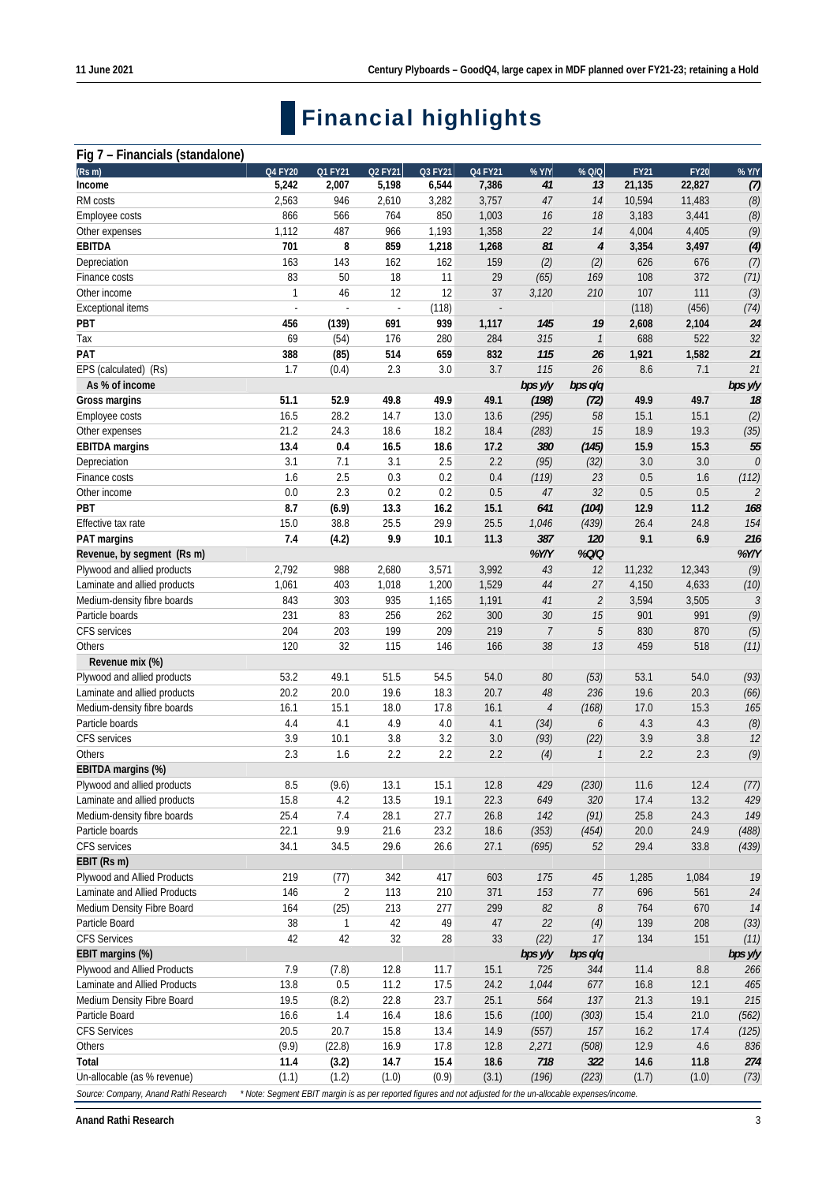# Financial highlights

**Fig 7 – Financials (standalone)**

| (Rs m) | Q4 FY20 | Q1 FY21 | Q2 FY21 | Q3 FY21 | Q4 FY21 | % Y/Y | % Q/Q | FY21 | FY20 | % Y/Y |
|---|---|---|---|---|---|---|---|---|---|---|
| **Income** | **5,242** | **2,007** | **5,198** | **6,544** | **7,386** | ***41*** | ***13*** | **21,135** | **22,827** | ***(7)*** |
| RM costs | 2,563 | 946 | 2,610 | 3,282 | 3,757 | *47* | *14* | 10,594 | 11,483 | *(8)* |
| Employee costs | 866 | 566 | 764 | 850 | 1,003 | *16* | *18* | 3,183 | 3,441 | *(8)* |
| Other expenses | 1,112 | 487 | 966 | 1,193 | 1,358 | *22* | *14* | 4,004 | 4,405 | *(9)* |
| **EBITDA** | **701** | **8** | **859** | **1,218** | **1,268** | ***81*** | ***4*** | **3,354** | **3,497** | ***(4)*** |
| Depreciation | 163 | 143 | 162 | 162 | 159 | *(2)* | *(2)* | 626 | 676 | *(7)* |
| Finance costs | 83 | 50 | 18 | 11 | 29 | *(65)* | *169* | 108 | 372 | *(71)* |
| Other income | 1 | 46 | 12 | 12 | 37 | *3,120* | *210* | 107 | 111 | *(3)* |
| Exceptional items | - | - | - | (118) | - | | | (118) | (456) | *(74)* |
| **PBT** | **456** | **(139)** | **691** | **939** | **1,117** | ***145*** | ***19*** | **2,608** | **2,104** | ***24*** |
| Tax | 69 | (54) | 176 | 280 | 284 | *315* | *1* | 688 | 522 | *32* |
| **PAT** | **388** | **(85)** | **514** | **659** | **832** | ***115*** | ***26*** | **1,921** | **1,582** | ***21*** |
| EPS (calculated) (Rs) | 1.7 | (0.4) | 2.3 | 3.0 | 3.7 | *115* | *26* | 8.6 | 7.1 | *21* |
| **As % of income** | | | | | | ***bps y/y*** | ***bps q/q*** | | | ***bps y/y*** |
| **Gross margins** | **51.1** | **52.9** | **49.8** | **49.9** | **49.1** | ***(198)*** | ***(72)*** | **49.9** | **49.7** | ***18*** |
| Employee costs | 16.5 | 28.2 | 14.7 | 13.0 | 13.6 | *(295)* | *58* | 15.1 | 15.1 | *(2)* |
| Other expenses | 21.2 | 24.3 | 18.6 | 18.2 | 18.4 | *(283)* | *15* | 18.9 | 19.3 | *(35)* |
| **EBITDA margins** | **13.4** | **0.4** | **16.5** | **18.6** | **17.2** | ***380*** | ***(145)*** | **15.9** | **15.3** | ***55*** |
| Depreciation | 3.1 | 7.1 | 3.1 | 2.5 | 2.2 | *(95)* | *(32)* | 3.0 | 3.0 | *0* |
| Finance costs | 1.6 | 2.5 | 0.3 | 0.2 | 0.4 | *(119)* | *23* | 0.5 | 1.6 | *(112)* |
| Other income | 0.0 | 2.3 | 0.2 | 0.2 | 0.5 | *47* | *32* | 0.5 | 0.5 | *2* |
| **PBT** | **8.7** | **(6.9)** | **13.3** | **16.2** | **15.1** | ***641*** | ***(104)*** | **12.9** | **11.2** | ***168*** |
| Effective tax rate | 15.0 | 38.8 | 25.5 | 29.9 | 25.5 | *1,046* | *(439)* | 26.4 | 24.8 | *154* |
| **PAT margins** | **7.4** | **(4.2)** | **9.9** | **10.1** | **11.3** | ***387*** | ***120*** | **9.1** | **6.9** | ***216*** |
| **Revenue, by segment (Rs m)** | | | | | | ***%Y/Y*** | ***%Q/Q*** | | | ***%Y/Y*** |
| Plywood and allied products | 2,792 | 988 | 2,680 | 3,571 | 3,992 | *43* | *12* | 11,232 | 12,343 | *(9)* |
| Laminate and allied products | 1,061 | 403 | 1,018 | 1,200 | 1,529 | *44* | *27* | 4,150 | 4,633 | *(10)* |
| Medium-density fibre boards | 843 | 303 | 935 | 1,165 | 1,191 | *41* | *2* | 3,594 | 3,505 | *3* |
| Particle boards | 231 | 83 | 256 | 262 | 300 | *30* | *15* | 901 | 991 | *(9)* |
| CFS services | 204 | 203 | 199 | 209 | 219 | *7* | *5* | 830 | 870 | *(5)* |
| Others | 120 | 32 | 115 | 146 | 166 | *38* | *13* | 459 | 518 | *(11)* |
| **Revenue mix (%)** | | | | | | | | | | |
| Plywood and allied products | 53.2 | 49.1 | 51.5 | 54.5 | 54.0 | *80* | *(53)* | 53.1 | 54.0 | *(93)* |
| Laminate and allied products | 20.2 | 20.0 | 19.6 | 18.3 | 20.7 | *48* | *236* | 19.6 | 20.3 | *(66)* |
| Medium-density fibre boards | 16.1 | 15.1 | 18.0 | 17.8 | 16.1 | *4* | *(168)* | 17.0 | 15.3 | *165* |
| Particle boards | 4.4 | 4.1 | 4.9 | 4.0 | 4.1 | *(34)* | *6* | 4.3 | 4.3 | *(8)* |
| CFS services | 3.9 | 10.1 | 3.8 | 3.2 | 3.0 | *(93)* | *(22)* | 3.9 | 3.8 | *12* |
| Others | 2.3 | 1.6 | 2.2 | 2.2 | 2.2 | *(4)* | *1* | 2.2 | 2.3 | *(9)* |
| **EBITDA margins (%)** | | | | | | | | | | |
| Plywood and allied products | 8.5 | (9.6) | 13.1 | 15.1 | 12.8 | *429* | *(230)* | 11.6 | 12.4 | *(77)* |
| Laminate and allied products | 15.8 | 4.2 | 13.5 | 19.1 | 22.3 | *649* | *320* | 17.4 | 13.2 | *429* |
| Medium-density fibre boards | 25.4 | 7.4 | 28.1 | 27.7 | 26.8 | *142* | *(91)* | 25.8 | 24.3 | *149* |
| Particle boards | 22.1 | 9.9 | 21.6 | 23.2 | 18.6 | *(353)* | *(454)* | 20.0 | 24.9 | *(488)* |
| CFS services | 34.1 | 34.5 | 29.6 | 26.6 | 27.1 | *(695)* | *52* | 29.4 | 33.8 | *(439)* |
| **EBIT (Rs m)** | | | | | | | | | | |
| Plywood and Allied Products | 219 | (77) | 342 | 417 | 603 | *175* | *45* | 1,285 | 1,084 | *19* |
| Laminate and Allied Products | 146 | 2 | 113 | 210 | 371 | *153* | *77* | 696 | 561 | *24* |
| Medium Density Fibre Board | 164 | (25) | 213 | 277 | 299 | *82* | *8* | 764 | 670 | *14* |
| Particle Board | 38 | 1 | 42 | 49 | 47 | *22* | *(4)* | 139 | 208 | *(33)* |
| CFS Services | 42 | 42 | 32 | 28 | 33 | *(22)* | *17* | 134 | 151 | *(11)* |
| **EBIT margins (%)** | | | | | | ***bps y/y*** | ***bps q/q*** | | | ***bps y/y*** |
| Plywood and Allied Products | 7.9 | (7.8) | 12.8 | 11.7 | 15.1 | *725* | *344* | 11.4 | 8.8 | *266* |
| Laminate and Allied Products | 13.8 | 0.5 | 11.2 | 17.5 | 24.2 | *1,044* | *677* | 16.8 | 12.1 | *465* |
| Medium Density Fibre Board | 19.5 | (8.2) | 22.8 | 23.7 | 25.1 | *564* | *137* | 21.3 | 19.1 | *215* |
| Particle Board | 16.6 | 1.4 | 16.4 | 18.6 | 15.6 | *(100)* | *(303)* | 15.4 | 21.0 | *(562)* |
| CFS Services | 20.5 | 20.7 | 15.8 | 13.4 | 14.9 | *(557)* | *157* | 16.2 | 17.4 | *(125)* |
| Others | (9.9) | (22.8) | 16.9 | 17.8 | 12.8 | *2,271* | *(508)* | 12.9 | 4.6 | *836* |
| **Total** | **11.4** | **(3.2)** | **14.7** | **15.4** | **18.6** | ***718*** | ***322*** | **14.6** | **11.8** | ***274*** |
| Un-allocable (as % revenue) | (1.1) | (1.2) | (1.0) | (0.9) | (3.1) | *(196)* | *(223)* | (1.7) | (1.0) | *(73)* |

*Source: Company, Anand Rathi Research* &nbsp; *\* Note: Segment EBIT margin is as per reported figures and not adjusted for the un-allocable expenses/income.*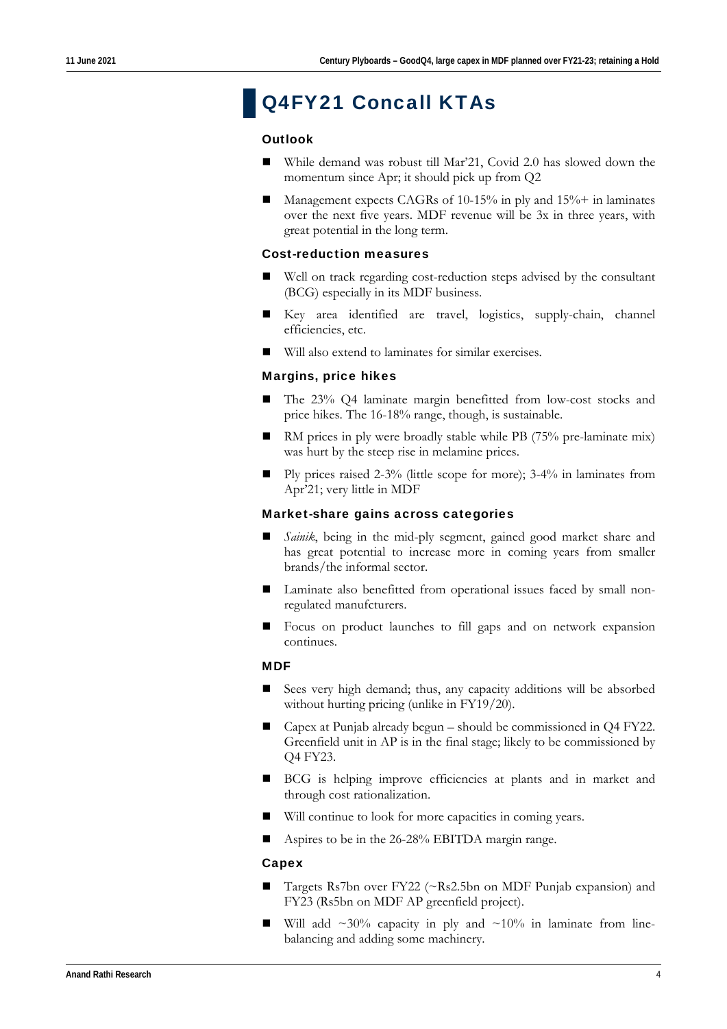# Q4FY21 Concall KTAs

### Outlook

- While demand was robust till Mar'21, Covid 2.0 has slowed down the momentum since Apr; it should pick up from Q2
- Management expects CAGRs of 10-15% in ply and 15%+ in laminates over the next five years. MDF revenue will be 3x in three years, with great potential in the long term.

### Cost-reduction measures

- Well on track regarding cost-reduction steps advised by the consultant (BCG) especially in its MDF business.
- Key area identified are travel, logistics, supply-chain, channel efficiencies, etc.
- Will also extend to laminates for similar exercises.

### Margins, price hikes

- The 23% Q4 laminate margin benefitted from low-cost stocks and price hikes. The 16-18% range, though, is sustainable.
- RM prices in ply were broadly stable while PB (75% pre-laminate mix) was hurt by the steep rise in melamine prices.
- Ply prices raised 2-3% (little scope for more); 3-4% in laminates from Apr'21; very little in MDF

### Market-share gains across categories

- *Sainik*, being in the mid-ply segment, gained good market share and has great potential to increase more in coming years from smaller brands/the informal sector.
- Laminate also benefitted from operational issues faced by small non-regulated manufcturers.
- Focus on product launches to fill gaps and on network expansion continues.

### MDF

- Sees very high demand; thus, any capacity additions will be absorbed without hurting pricing (unlike in FY19/20).
- Capex at Punjab already begun – should be commissioned in Q4 FY22. Greenfield unit in AP is in the final stage; likely to be commissioned by Q4 FY23.
- BCG is helping improve efficiencies at plants and in market and through cost rationalization.
- Will continue to look for more capacities in coming years.
- Aspires to be in the 26-28% EBITDA margin range.

### Capex

- Targets Rs7bn over FY22 (~Rs2.5bn on MDF Punjab expansion) and FY23 (Rs5bn on MDF AP greenfield project).
- Will add ~30% capacity in ply and ~10% in laminate from line-balancing and adding some machinery.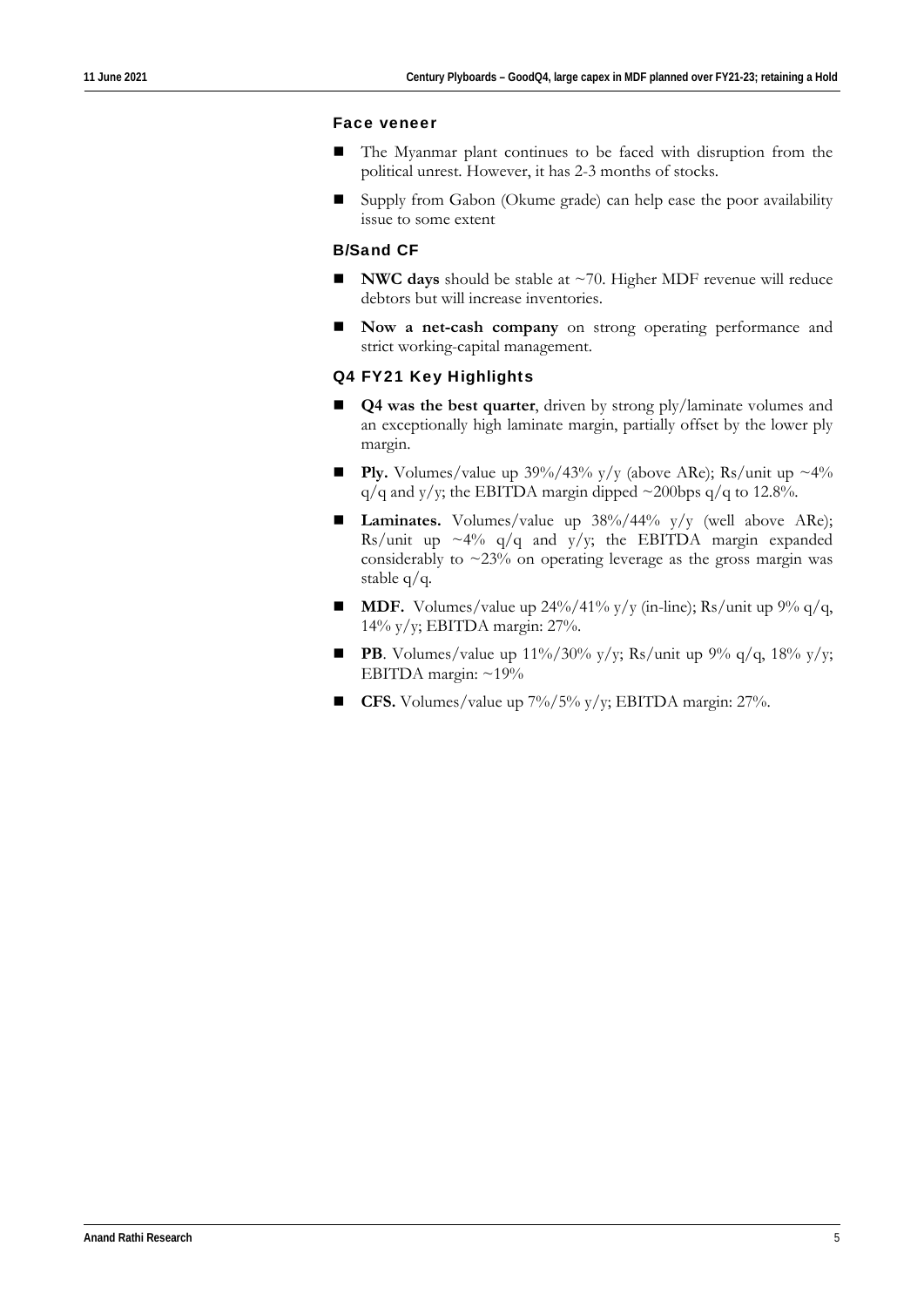### Face veneer

- The Myanmar plant continues to be faced with disruption from the political unrest. However, it has 2-3 months of stocks.
- Supply from Gabon (Okume grade) can help ease the poor availability issue to some extent

### B/Sand CF

- **NWC days** should be stable at ~70. Higher MDF revenue will reduce debtors but will increase inventories.
- **Now a net-cash company** on strong operating performance and strict working-capital management.

### Q4 FY21 Key Highlights

- **Q4 was the best quarter**, driven by strong ply/laminate volumes and an exceptionally high laminate margin, partially offset by the lower ply margin.
- **Ply.** Volumes/value up 39%/43% y/y (above ARe); Rs/unit up ~4% q/q and y/y; the EBITDA margin dipped ~200bps q/q to 12.8%.
- **Laminates.** Volumes/value up 38%/44% y/y (well above ARe); Rs/unit up ~4% q/q and y/y; the EBITDA margin expanded considerably to ~23% on operating leverage as the gross margin was stable q/q.
- **MDF.** Volumes/value up 24%/41% y/y (in-line); Rs/unit up 9% q/q, 14% y/y; EBITDA margin: 27%.
- **PB**. Volumes/value up 11%/30% y/y; Rs/unit up 9% q/q, 18% y/y; EBITDA margin: ~19%
- **CFS.** Volumes/value up 7%/5% y/y; EBITDA margin: 27%.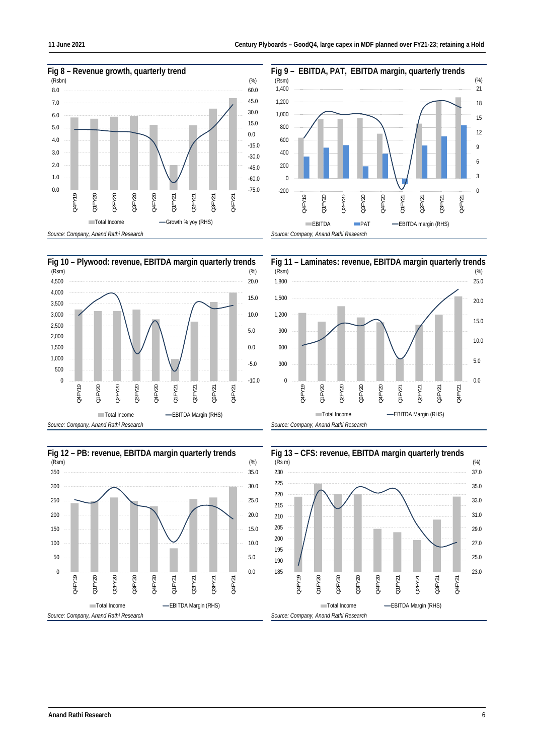### Fig 8 – Revenue growth, quarterly trend

(Rsbn)
(%)
8.0, 7.0, 6.0, 5.0, 4.0, 3.0, 2.0, 1.0, 0.0
60.0, 45.0, 30.0, 15.0, 0.0, -15.0, -30.0, -45.0, -60.0, -75.0
Q4FY19, Q1FY20, Q2FY20, Q3FY20, Q4FY20, Q1FY21, Q2FY21, Q3FY21, Q4FY21
Total Income — Growth % yoy (RHS)

*Source: Company, Anand Rathi Research*

### Fig 9 – EBITDA, PAT, EBITDA margin, quarterly trends

(Rsm)
(%)
1,400, 1,200, 1,000, 800, 600, 400, 200, 0, -200
21, 18, 15, 12, 9, 6, 3, 0
Q4FY19, Q1FY20, Q2FY20, Q3FY20, Q4FY20, Q1FY21, Q2FY21, Q3FY21, Q4FY21
EBITDA, PAT — EBITDA margin (RHS)

*Source: Company, Anand Rathi Research*

### Fig 10 – Plywood: revenue, EBITDA margin quarterly trends

(Rsm)
(%)
4,500, 4,000, 3,500, 3,000, 2,500, 2,000, 1,500, 1,000, 500, 0
20.0, 15.0, 10.0, 5.0, 0.0, -5.0, -10.0
Q4FY19, Q1FY20, Q2FY20, Q3FY20, Q4FY20, Q1FY21, Q2FY21, Q3FY21, Q4FY21
Total Income — EBITDA Margin (RHS)

*Source: Company, Anand Rathi Research*

### Fig 11 – Laminates: revenue, EBITDA margin quarterly trends

(Rsm)
(%)
1,800, 1,500, 1,200, 900, 600, 300, 0
25.0, 20.0, 15.0, 10.0, 5.0, 0.0
Q4FY19, Q1FY20, Q2FY20, Q3FY20, Q4FY20, Q1FY21, Q2FY21, Q3FY21, Q4FY21
Total Income — EBITDA Margin (RHS)

*Source: Company, Anand Rathi Research*

### Fig 12 – PB: revenue, EBITDA margin quarterly trends

(Rsm)
(%)
350, 300, 250, 200, 150, 100, 50, 0
35.0, 30.0, 25.0, 20.0, 15.0, 10.0, 5.0, 0.0
Q4FY19, Q1FY20, Q2FY20, Q3FY20, Q4FY20, Q1FY21, Q2FY21, Q3FY21, Q4FY21
Total Income — EBITDA Margin (RHS)

*Source: Company, Anand Rathi Research*

### Fig 13 – CFS: revenue, EBITDA margin quarterly trends

(Rs m)
(%)
230, 225, 220, 215, 210, 205, 200, 195, 190, 185
37.0, 35.0, 33.0, 31.0, 29.0, 27.0, 25.0, 23.0
Q4FY19, Q1FY20, Q2FY20, Q3FY20, Q4FY20, Q1FY21, Q2FY21, Q3FY21, Q4FY21
Total Income — EBITDA Margin (RHS)

*Source: Company, Anand Rathi Research*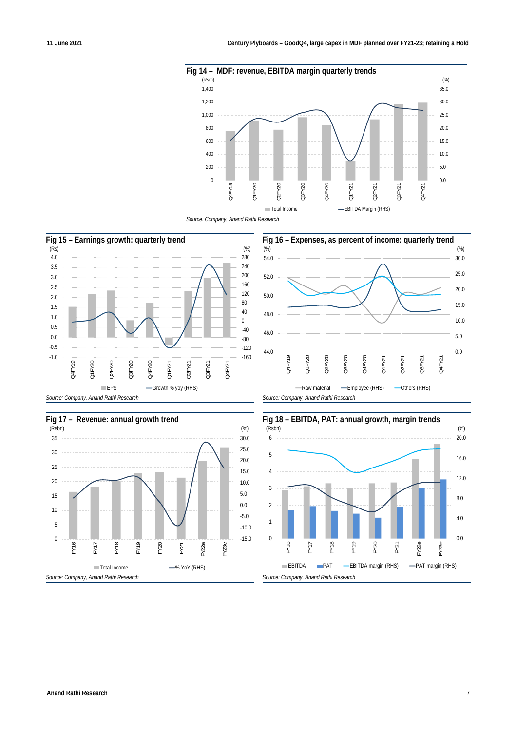## Fig 14 – MDF: revenue, EBITDA margin quarterly trends

(Rsm)
1,400
1,200
1,000
800
600
400
200
0

(%)
35.0
30.0
25.0
20.0
15.0
10.0
5.0
0.0

Q4FY19 Q1FY20 Q2FY20 Q3FY20 Q4FY20 Q1FY21 Q2FY21 Q3FY21 Q4FY21

Total Income — EBITDA Margin (RHS)

*Source: Company, Anand Rathi Research*

## Fig 15 – Earnings growth: quarterly trend

(Rs)
4.0
3.5
3.0
2.5
2.0
1.5
1.0
0.5
0.0
-0.5
-1.0

(%)
280
240
200
160
120
80
40
0
-40
-80
-120
-160

Q4FY19 Q1FY20 Q2FY20 Q3FY20 Q4FY20 Q1FY21 Q2FY21 Q3FY21 Q4FY21

EPS — Growth % yoy (RHS)

*Source: Company, Anand Rathi Research*

## Fig 16 – Expenses, as percent of income: quarterly trend

(%)
54.0
52.0
50.0
48.0
46.0
44.0

(%)
30.0
25.0
20.0
15.0
10.0
5.0
0.0

Q4FY19 Q1FY20 Q2FY20 Q3FY20 Q4FY20 Q1FY21 Q2FY21 Q3FY21 Q4FY21

Raw material — Employee (RHS) — Others (RHS)

*Source: Company, Anand Rathi Research*

## Fig 17 – Revenue: annual growth trend

(Rsbn)
35
30
25
20
15
10
5
0

(%)
30.0
25.0
20.0
15.0
10.0
5.0
0.0
-5.0
-10.0
-15.0

FY16 FY17 FY18 FY19 FY20 FY21 FY22e FY23e

Total Income — % YoY (RHS)

*Source: Company, Anand Rathi Research*

## Fig 18 – EBITDA, PAT: annual growth, margin trends

(Rsbn)
6
5
4
3
2
1
0

(%)
20.0
16.0
12.0
8.0
4.0
0.0

FY16 FY17 FY18 FY19 FY20 FY21 FY22e FY23e

EBITDA PAT — EBITDA margin (RHS) — PAT margin (RHS)

*Source: Company, Anand Rathi Research*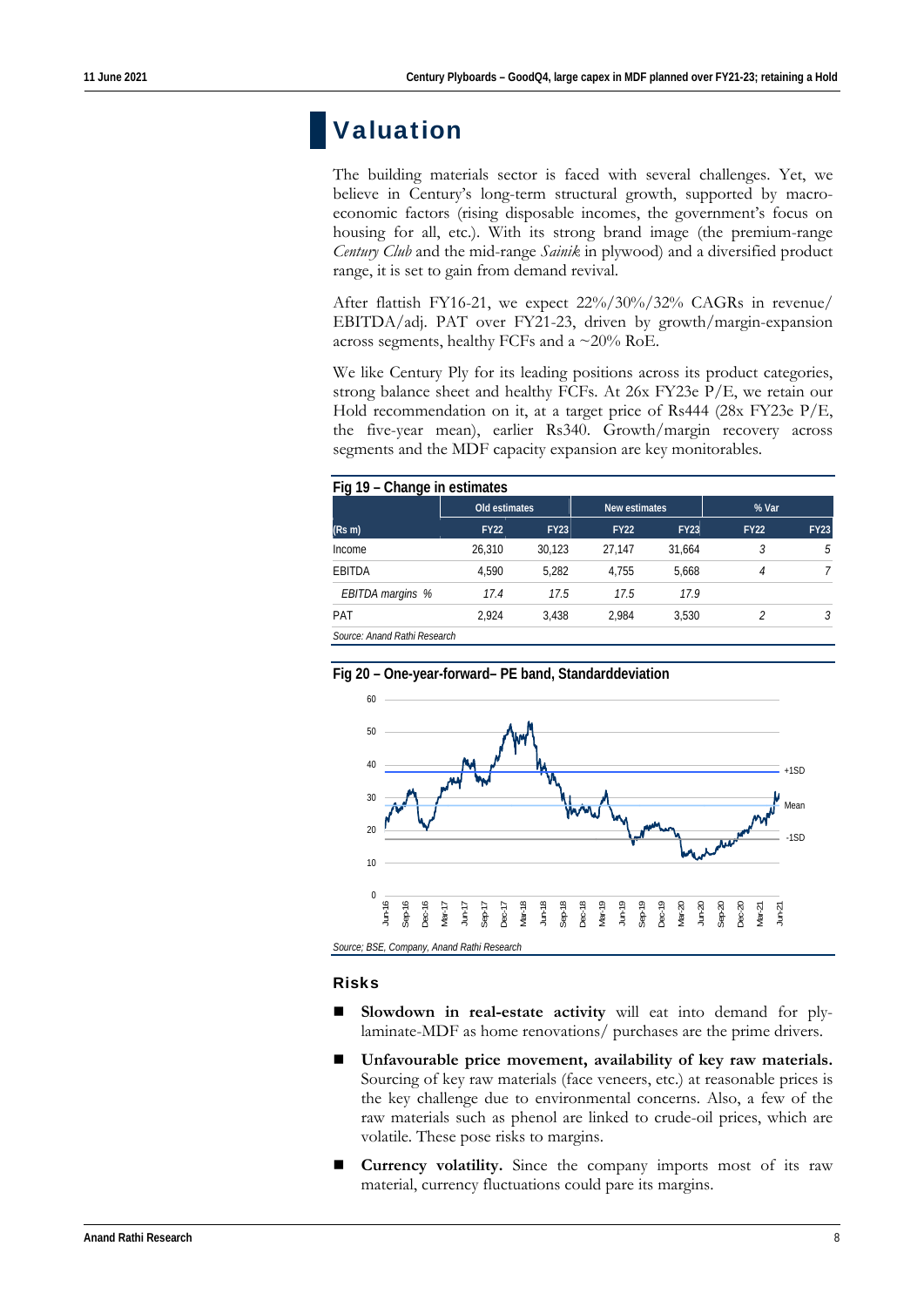# Valuation

The building materials sector is faced with several challenges. Yet, we believe in Century's long-term structural growth, supported by macro-economic factors (rising disposable incomes, the government's focus on housing for all, etc.). With its strong brand image (the premium-range *Century Club* and the mid-range *Sainik* in plywood) and a diversified product range, it is set to gain from demand revival.

After flattish FY16-21, we expect 22%/30%/32% CAGRs in revenue/ EBITDA/adj. PAT over FY21-23, driven by growth/margin-expansion across segments, healthy FCFs and a ~20% RoE.

We like Century Ply for its leading positions across its product categories, strong balance sheet and healthy FCFs. At 26x FY23e P/E, we retain our Hold recommendation on it, at a target price of Rs444 (28x FY23e P/E, the five-year mean), earlier Rs340. Growth/margin recovery across segments and the MDF capacity expansion are key monitorables.

**Fig 19 – Change in estimates**

| | Old estimates | | New estimates | | % Var | |
|---|---|---|---|---|---|---|
| (Rs m) | FY22 | FY23 | FY22 | FY23 | FY22 | FY23 |
| Income | 26,310 | 30,123 | 27,147 | 31,664 | *3* | *5* |
| EBITDA | 4,590 | 5,282 | 4,755 | 5,668 | *4* | *7* |
| *EBITDA margins %* | *17.4* | *17.5* | *17.5* | *17.9* | | |
| PAT | 2,924 | 3,438 | 2,984 | 3,530 | *2* | *3* |

*Source: Anand Rathi Research*

**Fig 20 – One-year-forward– PE band, Standarddeviation**

60
50
40
30
20
10
0

+1SD
Mean
-1SD

Jun-16 Sep-16 Dec-16 Mar-17 Jun-17 Sep-17 Dec-17 Mar-18 Jun-18 Sep-18 Dec-18 Mar-19 Jun-19 Sep-19 Dec-19 Mar-20 Jun-20 Sep-20 Dec-20 Mar-21 Jun-21

*Source; BSE, Company, Anand Rathi Research*

### Risks

- **Slowdown in real-estate activity** will eat into demand for ply-laminate-MDF as home renovations/ purchases are the prime drivers.
- **Unfavourable price movement, availability of key raw materials.** Sourcing of key raw materials (face veneers, etc.) at reasonable prices is the key challenge due to environmental concerns. Also, a few of the raw materials such as phenol are linked to crude-oil prices, which are volatile. These pose risks to margins.
- **Currency volatility.** Since the company imports most of its raw material, currency fluctuations could pare its margins.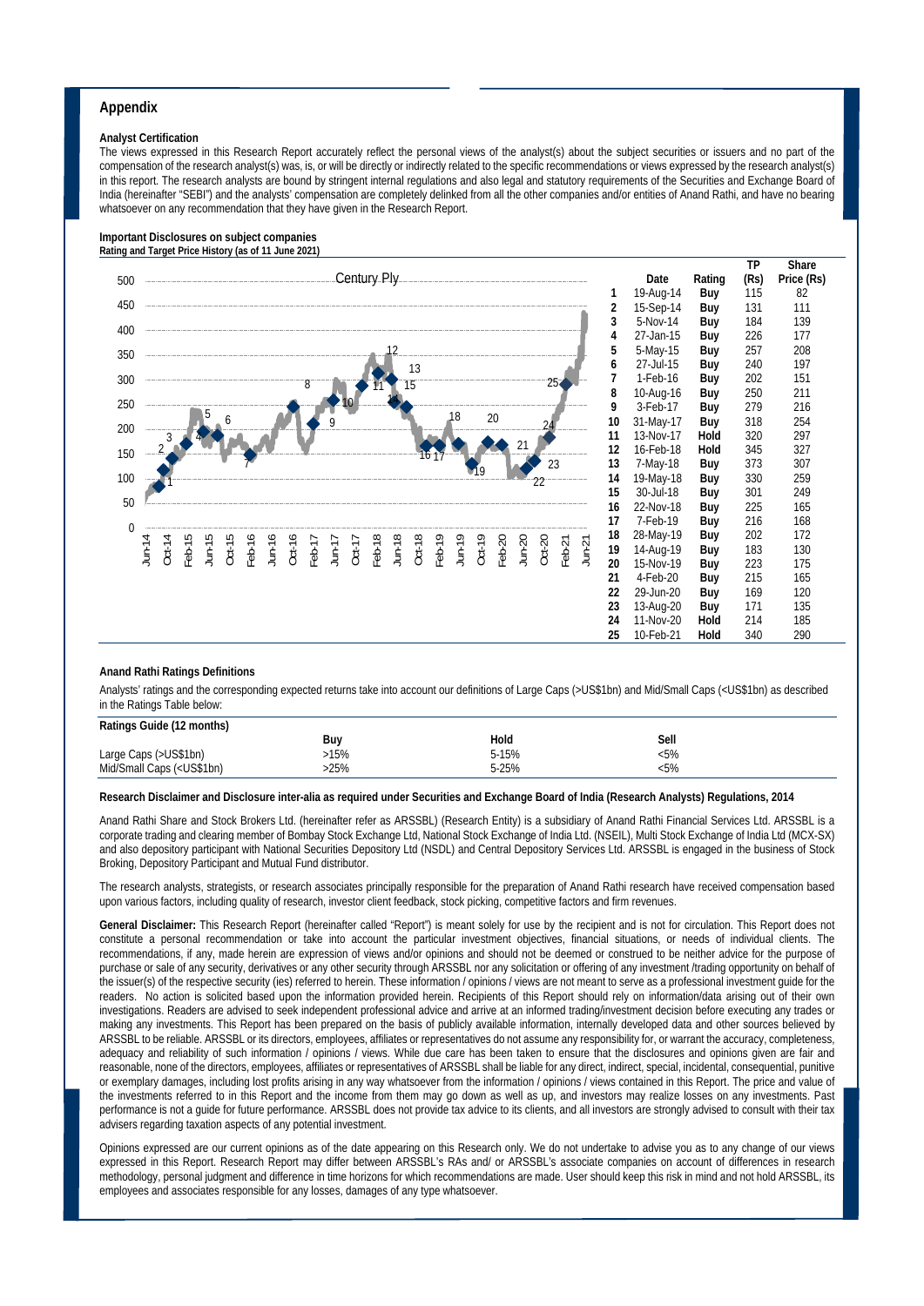## Appendix

**Analyst Certification**

The views expressed in this Research Report accurately reflect the personal views of the analyst(s) about the subject securities or issuers and no part of the compensation of the research analyst(s) was, is, or will be directly or indirectly related to the specific recommendations or views expressed by the research analyst(s) in this report. The research analysts are bound by stringent internal regulations and also legal and statutory requirements of the Securities and Exchange Board of India (hereinafter "SEBI") and the analysts' compensation are completely delinked from all the other companies and/or entities of Anand Rathi, and have no bearing whatsoever on any recommendation that they have given in the Research Report.

**Important Disclosures on subject companies**

**Rating and Target Price History (as of 11 June 2021)**

Century Ply

500
450
400
350
300
250
200
150
100
50
0

Jun-14 Oct-14 Feb-15 Jun-15 Oct-15 Feb-16 Jun-16 Oct-16 Feb-17 Jun-17 Oct-17 Feb-18 Jun-18 Oct-18 Feb-19 Jun-19 Oct-19 Feb-20 Jun-20 Oct-20 Feb-21 Jun-21

1 2 3 4 5 6 7 8 9 10 11 12 13 14 15 16 17 18 19 20 21 22 23 24 25

| | Date | Rating | TP (Rs) | Share Price (Rs) |
|---|---|---|---|---|
| 1 | 19-Aug-14 | Buy | 115 | 82 |
| 2 | 15-Sep-14 | Buy | 131 | 111 |
| 3 | 5-Nov-14 | Buy | 184 | 139 |
| 4 | 27-Jan-15 | Buy | 226 | 177 |
| 5 | 5-May-15 | Buy | 257 | 208 |
| 6 | 27-Jul-15 | Buy | 240 | 197 |
| 7 | 1-Feb-16 | Buy | 202 | 151 |
| 8 | 10-Aug-16 | Buy | 250 | 211 |
| 9 | 3-Feb-17 | Buy | 279 | 216 |
| 10 | 31-May-17 | Buy | 318 | 254 |
| 11 | 13-Nov-17 | Hold | 320 | 297 |
| 12 | 16-Feb-18 | Hold | 345 | 327 |
| 13 | 7-May-18 | Buy | 373 | 307 |
| 14 | 19-May-18 | Buy | 330 | 259 |
| 15 | 30-Jul-18 | Buy | 301 | 249 |
| 16 | 22-Nov-18 | Buy | 225 | 165 |
| 17 | 7-Feb-19 | Buy | 216 | 168 |
| 18 | 28-May-19 | Buy | 202 | 172 |
| 19 | 14-Aug-19 | Buy | 183 | 130 |
| 20 | 15-Nov-19 | Buy | 223 | 175 |
| 21 | 4-Feb-20 | Buy | 215 | 165 |
| 22 | 29-Jun-20 | Buy | 169 | 120 |
| 23 | 13-Aug-20 | Buy | 171 | 135 |
| 24 | 11-Nov-20 | Hold | 214 | 185 |
| 25 | 10-Feb-21 | Hold | 340 | 290 |

**Anand Rathi Ratings Definitions**

Analysts' ratings and the corresponding expected returns take into account our definitions of Large Caps (>US$1bn) and Mid/Small Caps (<US$1bn) as described in the Ratings Table below:

| Ratings Guide (12 months) | Buy | Hold | Sell |
|---|---|---|---|
| Large Caps (>US$1bn) | >15% | 5-15% | <5% |
| Mid/Small Caps (<US$1bn) | >25% | 5-25% | <5% |

**Research Disclaimer and Disclosure inter-alia as required under Securities and Exchange Board of India (Research Analysts) Regulations, 2014**

Anand Rathi Share and Stock Brokers Ltd. (hereinafter refer as ARSSBL) (Research Entity) is a subsidiary of Anand Rathi Financial Services Ltd. ARSSBL is a corporate trading and clearing member of Bombay Stock Exchange Ltd, National Stock Exchange of India Ltd. (NSEIL), Multi Stock Exchange of India Ltd (MCX-SX) and also depository participant with National Securities Depository Ltd (NSDL) and Central Depository Services Ltd. ARSSBL is engaged in the business of Stock Broking, Depository Participant and Mutual Fund distributor.

The research analysts, strategists, or research associates principally responsible for the preparation of Anand Rathi research have received compensation based upon various factors, including quality of research, investor client feedback, stock picking, competitive factors and firm revenues.

**General Disclaimer:** This Research Report (hereinafter called "Report") is meant solely for use by the recipient and is not for circulation. This Report does not constitute a personal recommendation or take into account the particular investment objectives, financial situations, or needs of individual clients. The recommendations, if any, made herein are expression of views and/or opinions and should not be deemed or construed to be neither advice for the purpose of purchase or sale of any security, derivatives or any other security through ARSSBL nor any solicitation or offering of any investment /trading opportunity on behalf of the issuer(s) of the respective security (ies) referred to herein. These information / opinions / views are not meant to serve as a professional investment guide for the readers. No action is solicited based upon the information provided herein. Recipients of this Report should rely on information/data arising out of their own investigations. Readers are advised to seek independent professional advice and arrive at an informed trading/investment decision before executing any trades or making any investments. This Report has been prepared on the basis of publicly available information, internally developed data and other sources believed by ARSSBL to be reliable. ARSSBL or its directors, employees, affiliates or representatives do not assume any responsibility for, or warrant the accuracy, completeness, adequacy and reliability of such information / opinions / views. While due care has been taken to ensure that the disclosures and opinions given are fair and reasonable, none of the directors, employees, affiliates or representatives of ARSSBL shall be liable for any direct, indirect, special, incidental, consequential, punitive or exemplary damages, including lost profits arising in any way whatsoever from the information / opinions / views contained in this Report. The price and value of the investments referred to in this Report and the income from them may go down as well as up, and investors may realize losses on any investments. Past performance is not a guide for future performance. ARSSBL does not provide tax advice to its clients, and all investors are strongly advised to consult with their tax advisers regarding taxation aspects of any potential investment.

Opinions expressed are our current opinions as of the date appearing on this Research only. We do not undertake to advise you as to any change of our views expressed in this Report. Research Report may differ between ARSSBL's RAs and/ or ARSSBL's associate companies on account of differences in research methodology, personal judgment and difference in time horizons for which recommendations are made. User should keep this risk in mind and not hold ARSSBL, its employees and associates responsible for any losses, damages of any type whatsoever.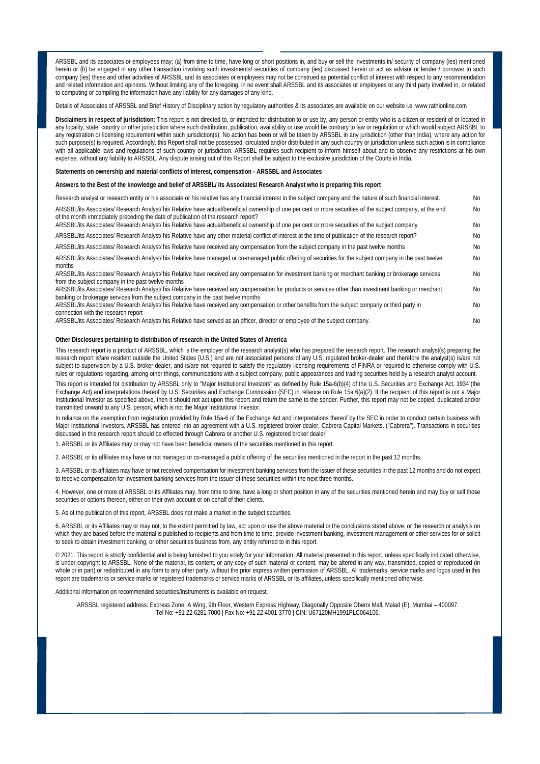ARSSBL and its associates or employees may; (a) from time to time, have long or short positions in, and buy or sell the investments in/ security of company (ies) mentioned herein or (b) be engaged in any other transaction involving such investments/ securities of company (ies) discussed herein or act as advisor or lender / borrower to such company (ies) these and other activities of ARSSBL and its associates or employees may not be construed as potential conflict of interest with respect to any recommendation and related information and opinions. Without limiting any of the foregoing, in no event shall ARSSBL and its associates or employees or any third party involved in, or related to computing or compiling the information have any liability for any damages of any kind.

Details of Associates of ARSSBL and Brief History of Disciplinary action by regulatory authorities & its associates are available on our website i.e. www.rathionline.com

**Disclaimers in respect of jurisdiction:** This report is not directed to, or intended for distribution to or use by, any person or entity who is a citizen or resident of or located in any locality, state, country or other jurisdiction where such distribution, publication, availability or use would be contrary to law or regulation or which would subject ARSSBL to any registration or licensing requirement within such jurisdiction(s). No action has been or will be taken by ARSSBL in any jurisdiction (other than India), where any action for such purpose(s) is required. Accordingly, this Report shall not be possessed, circulated and/or distributed in any such country or jurisdiction unless such action is in compliance with all applicable laws and regulations of such country or jurisdiction. ARSSBL requires such recipient to inform himself about and to observe any restrictions at his own expense, without any liability to ARSSBL. Any dispute arising out of this Report shall be subject to the exclusive jurisdiction of the Courts in India.

**Statements on ownership and material conflicts of interest, compensation - ARSSBL and Associates**

**Answers to the Best of the knowledge and belief of ARSSBL/ its Associates/ Research Analyst who is preparing this report**

| | |
|---|---|
| Research analyst or research entity or his associate or his relative has any financial interest in the subject company and the nature of such financial interest. | No |
| ARSSBL/its Associates/ Research Analyst/ his Relative have actual/beneficial ownership of one per cent or more securities of the subject company, at the end of the month immediately preceding the date of publication of the research report? | No |
| ARSSBL/its Associates/ Research Analyst/ his Relative have actual/beneficial ownership of one per cent or more securities of the subject company | No |
| ARSSBL/its Associates/ Research Analyst/ his Relative have any other material conflict of interest at the time of publication of the research report? | No |
| ARSSBL/its Associates/ Research Analyst/ his Relative have received any compensation from the subject company in the past twelve months | No |
| ARSSBL/its Associates/ Research Analyst/ his Relative have managed or co-managed public offering of securities for the subject company in the past twelve months | No |
| ARSSBL/its Associates/ Research Analyst/ his Relative have received any compensation for investment banking or merchant banking or brokerage services from the subject company in the past twelve months | No |
| ARSSBL/its Associates/ Research Analyst/ his Relative have received any compensation for products or services other than investment banking or merchant banking or brokerage services from the subject company in the past twelve months | No |
| ARSSBL/its Associates/ Research Analyst/ his Relative have received any compensation or other benefits from the subject company or third party in connection with the research report | No |
| ARSSBL/its Associates/ Research Analyst/ his Relative have served as an officer, director or employee of the subject company. | No |

**Other Disclosures pertaining to distribution of research in the United States of America**

This research report is a product of ARSSBL, which is the employer of the research analyst(s) who has prepared the research report. The research analyst(s) preparing the research report is/are resident outside the United States (U.S.) and are not associated persons of any U.S. regulated broker-dealer and therefore the analyst(s) is/are not subject to supervision by a U.S. broker-dealer, and is/are not required to satisfy the regulatory licensing requirements of FINRA or required to otherwise comply with U.S. rules or regulations regarding, among other things, communications with a subject company, public appearances and trading securities held by a research analyst account.

This report is intended for distribution by ARSSBL only to "Major Institutional Investors" as defined by Rule 15a-6(b)(4) of the U.S. Securities and Exchange Act, 1934 (the Exchange Act) and interpretations thereof by U.S. Securities and Exchange Commission (SEC) in reliance on Rule 15a 6(a)(2). If the recipient of this report is not a Major Institutional Investor as specified above, then it should not act upon this report and return the same to the sender. Further, this report may not be copied, duplicated and/or transmitted onward to any U.S. person, which is not the Major Institutional Investor.

In reliance on the exemption from registration provided by Rule 15a-6 of the Exchange Act and interpretations thereof by the SEC in order to conduct certain business with Major Institutional Investors, ARSSBL has entered into an agreement with a U.S. registered broker-dealer, Cabrera Capital Markets. ("Cabrera"). Transactions in securities discussed in this research report should be effected through Cabrera or another U.S. registered broker dealer.

1. ARSSBL or its Affiliates may or may not have been beneficial owners of the securities mentioned in this report.

2. ARSSBL or its affiliates may have or not managed or co-managed a public offering of the securities mentioned in the report in the past 12 months.

3. ARSSBL or its affiliates may have or not received compensation for investment banking services from the issuer of these securities in the past 12 months and do not expect to receive compensation for investment banking services from the issuer of these securities within the next three months.

4. However, one or more of ARSSBL or its Affiliates may, from time to time, have a long or short position in any of the securities mentioned herein and may buy or sell those securities or options thereon, either on their own account or on behalf of their clients.

5. As of the publication of this report, ARSSBL does not make a market in the subject securities.

6. ARSSBL or its Affiliates may or may not, to the extent permitted by law, act upon or use the above material or the conclusions stated above, or the research or analysis on which they are based before the material is published to recipients and from time to time, provide investment banking, investment management or other services for or solicit to seek to obtain investment banking, or other securities business from, any entity referred to in this report.

© 2021. This report is strictly confidential and is being furnished to you solely for your information. All material presented in this report, unless specifically indicated otherwise, is under copyright to ARSSBL. None of the material, its content, or any copy of such material or content, may be altered in any way, transmitted, copied or reproduced (in whole or in part) or redistributed in any form to any other party, without the prior express written permission of ARSSBL. All trademarks, service marks and logos used in this report are trademarks or service marks or registered trademarks or service marks of ARSSBL or its affiliates, unless specifically mentioned otherwise.

Additional information on recommended securities/instruments is available on request.

ARSSBL registered address: Express Zone, A Wing, 9th Floor, Western Express Highway, Diagonally Opposite Oberoi Mall, Malad (E), Mumbai – 400097.
Tel No: +91 22 6281 7000 | Fax No: +91 22 4001 3770 | CIN: U67120MH1991PLC064106.